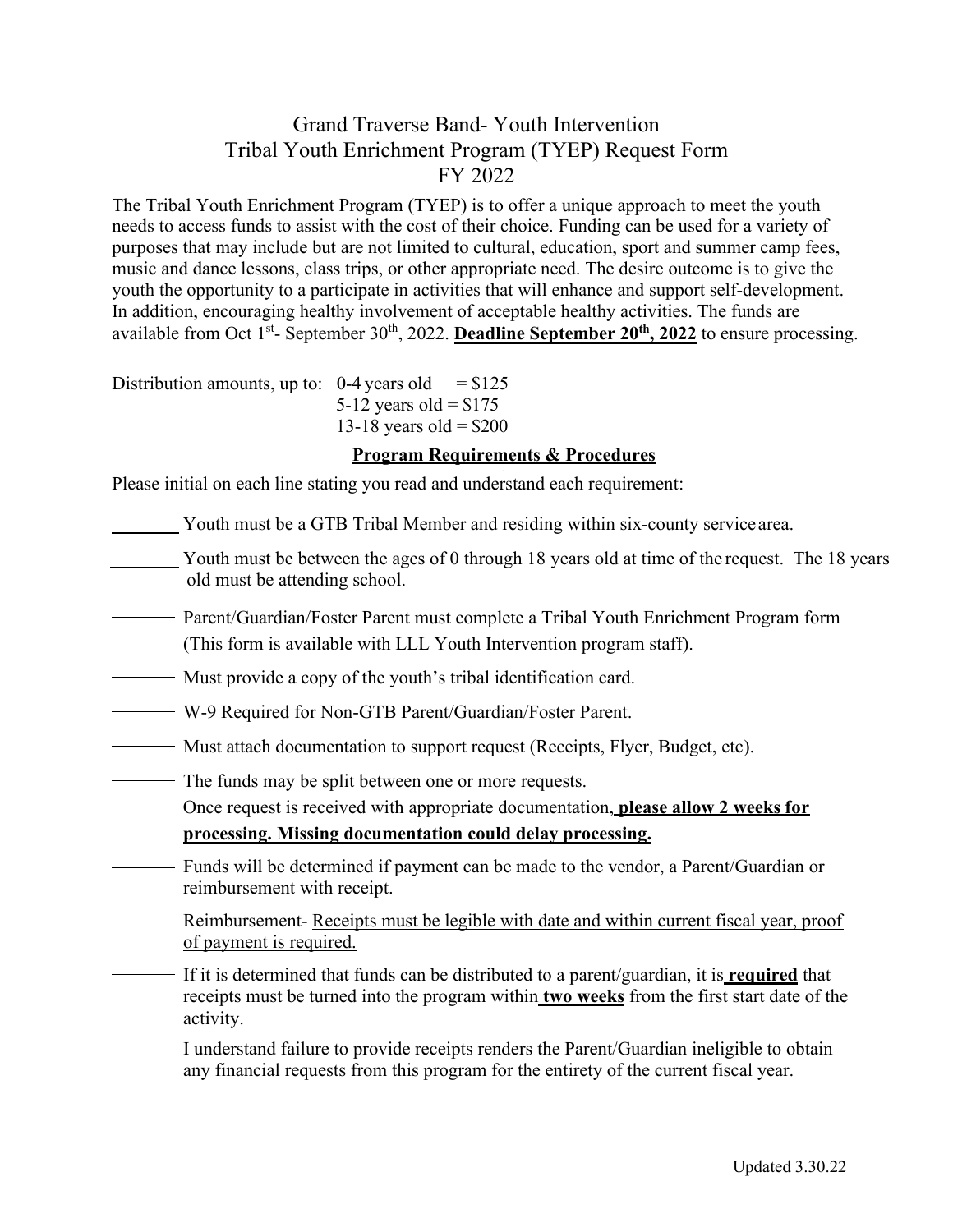# Grand Traverse Band- Youth Intervention
# Tribal Youth Enrichment Program (TYEP) Request Form
# FY 2022

The Tribal Youth Enrichment Program (TYEP) is to offer a unique approach to meet the youth needs to access funds to assist with the cost of their choice. Funding can be used for a variety of purposes that may include but are not limited to cultural, education, sport and summer camp fees, music and dance lessons, class trips, or other appropriate need. The desire outcome is to give the youth the opportunity to a participate in activities that will enhance and support self-development. In addition, encouraging healthy involvement of acceptable healthy activities. The funds are available from Oct 1st- September 30th, 2022. **Deadline September 20th, 2022** to ensure processing.

Distribution amounts, up to: 0-4 years old = $125
5-12 years old = $175
13-18 years old = $200

**Program Requirements & Procedures**

Please initial on each line stating you read and understand each requirement:

_______ Youth must be a GTB Tribal Member and residing within six-county service area.

_______ Youth must be between the ages of 0 through 18 years old at time of the request. The 18 years old must be attending school.

_______ Parent/Guardian/Foster Parent must complete a Tribal Youth Enrichment Program form (This form is available with LLL Youth Intervention program staff).

_______ Must provide a copy of the youth's tribal identification card.

_______ W-9 Required for Non-GTB Parent/Guardian/Foster Parent.

_______ Must attach documentation to support request (Receipts, Flyer, Budget, etc).

_______ The funds may be split between one or more requests.

_______ Once request is received with appropriate documentation, **please allow 2 weeks for processing. Missing documentation could delay processing.**

_______ Funds will be determined if payment can be made to the vendor, a Parent/Guardian or reimbursement with receipt.

_______ Reimbursement- Receipts must be legible with date and within current fiscal year, proof of payment is required.

_______ If it is determined that funds can be distributed to a parent/guardian, it is **required** that receipts must be turned into the program within **two weeks** from the first start date of the activity.

_______ I understand failure to provide receipts renders the Parent/Guardian ineligible to obtain any financial requests from this program for the entirety of the current fiscal year.

Updated 3.30.22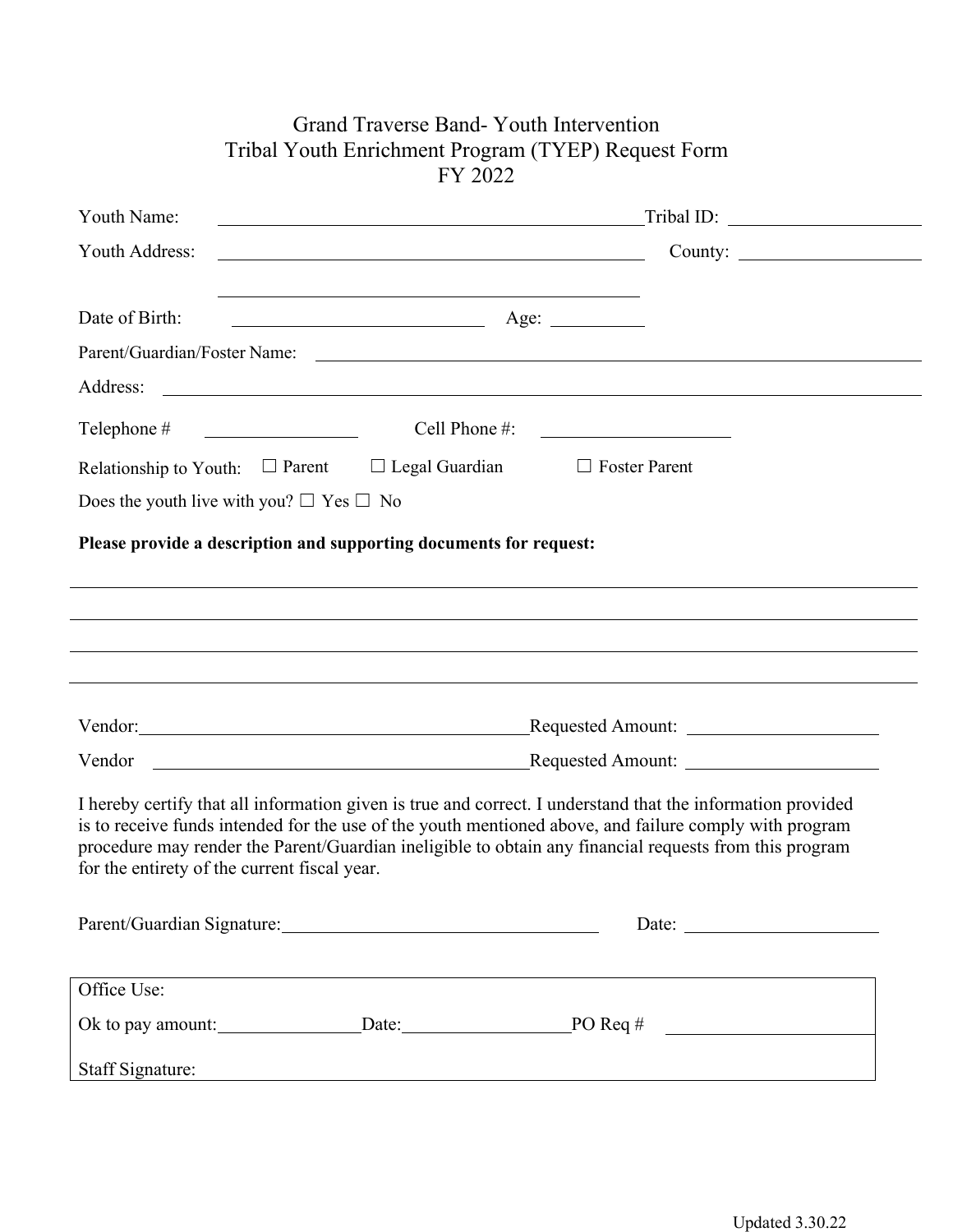# Grand Traverse Band- Youth Intervention
## Tribal Youth Enrichment Program (TYEP) Request Form
## FY 2022

Youth Name: ______________________________ Tribal ID: ______________

Youth Address: ______________________________ County: ______________

______________________________

Date of Birth: ________________ Age: ________

Parent/Guardian/Foster Name: ______________________________

Address: ______________________________

Telephone # ____________ Cell Phone #: ______________

Relationship to Youth: ☐ Parent ☐ Legal Guardian ☐ Foster Parent

Does the youth live with you? ☐ Yes ☐ No

**Please provide a description and supporting documents for request:**

______________________________

______________________________

______________________________

______________________________

Vendor: ______________________________ Requested Amount: ______________

Vendor ______________________________ Requested Amount: ______________

I hereby certify that all information given is true and correct. I understand that the information provided is to receive funds intended for the use of the youth mentioned above, and failure comply with program procedure may render the Parent/Guardian ineligible to obtain any financial requests from this program for the entirety of the current fiscal year.

Parent/Guardian Signature: ______________________________ Date: ______________

Office Use:

Ok to pay amount: ____________ Date: ____________ PO Req # ____________

Staff Signature:

Updated 3.30.22